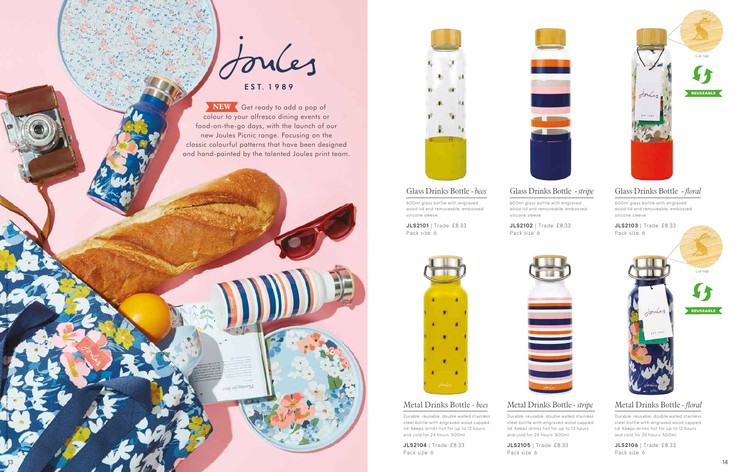# Joules

EST. 1989

**NEW** Get ready to add a pop of colour to your alfresco dining events or food-on-the-go days, with the launch of our new Joules Picnic range. Focusing on the classic colourful patterns that have been designed and hand-painted by the talented Joules print team.

## Glass Drinks Bottle - *bees*

600ml glass bottle with engraved wood lid and removeable, embossed silicone sleeve

**JLS2101** | Trade: £8.33
Pack size: 6

## Glass Drinks Bottle - *stripe*

600ml glass bottle with engraved wood lid and removeable, embossed silicone sleeve

**JLS2102** | Trade: £8.33
Pack size: 6

## Glass Drinks Bottle - *floral*

Lid top

REUSEABLE

600ml glass bottle with engraved wood lid and removeable, embossed silicone sleeve

**JLS2103** | Trade: £8.33
Pack size: 6

## Metal Drinks Bottle - *bees*

Durable, reusable, double walled stainless steel bottle with engraved wood capped lid. Keeps drinks hot for up to 12 hours and cold for 24 hours. 500ml

**JLS2104** | Trade: £8.33
Pack size: 6

## Metal Drinks Bottle - *stripe*

Durable, reusable, double walled stainless steel bottle with engraved wood capped lid. Keeps drinks hot for up to 12 hours and cold for 24 hours. 500ml

**JLS2105** | Trade: £8.33
Pack size: 6

## Metal Drinks Bottle - *floral*

Lid top

REUSEABLE

Durable, reusable, double walled stainless steel bottle with engraved wood capped lid. Keeps drinks hot for up to 12 hours and cold for 24 hours. 500ml

**JLS2106** | Trade: £8.33
Pack size: 6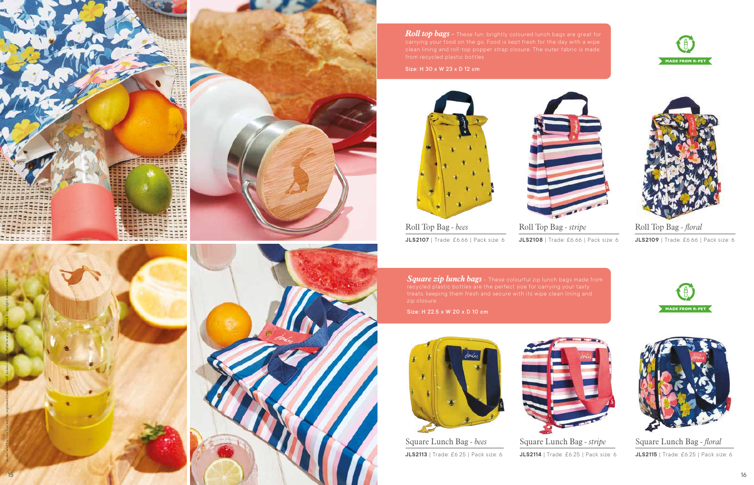***Roll top bags*** - These fun, brightly coloured lunch bags are great for carrying your food on the go. Food is kept fresh for the day with a wipe clean lining and roll-top popper strap closure. The outer fabric is made from recycled plastic bottles

**Size: H 30 x W 23 x D 12 cm**

MADE FROM R-PET

Roll Top Bag - *bees*
**JLS2107** | Trade: £6.66 | Pack size: 6

Roll Top Bag - *stripe*
**JLS2108** | Trade: £6.66 | Pack size: 6

Roll Top Bag - *floral*
**JLS2109** | Trade: £6.66 | Pack size: 6

***Square zip lunch bags*** - These colourful zip lunch bags made from recycled plastic bottles are the perfect size for carrying your tasty treats, keeping them fresh and secure with its wipe clean lining and zip closure

**Size: H 22.5 x W 20 x D 10 cm**

MADE FROM R-PET

Square Lunch Bag - *bees*
**JLS2113** | Trade: £6.25 | Pack size: 6

Square Lunch Bag - *stripe*
**JLS2114** | Trade: £6.25 | Pack size: 6

Square Lunch Bag - *floral*
**JLS2115** | Trade: £6.25 | Pack size: 6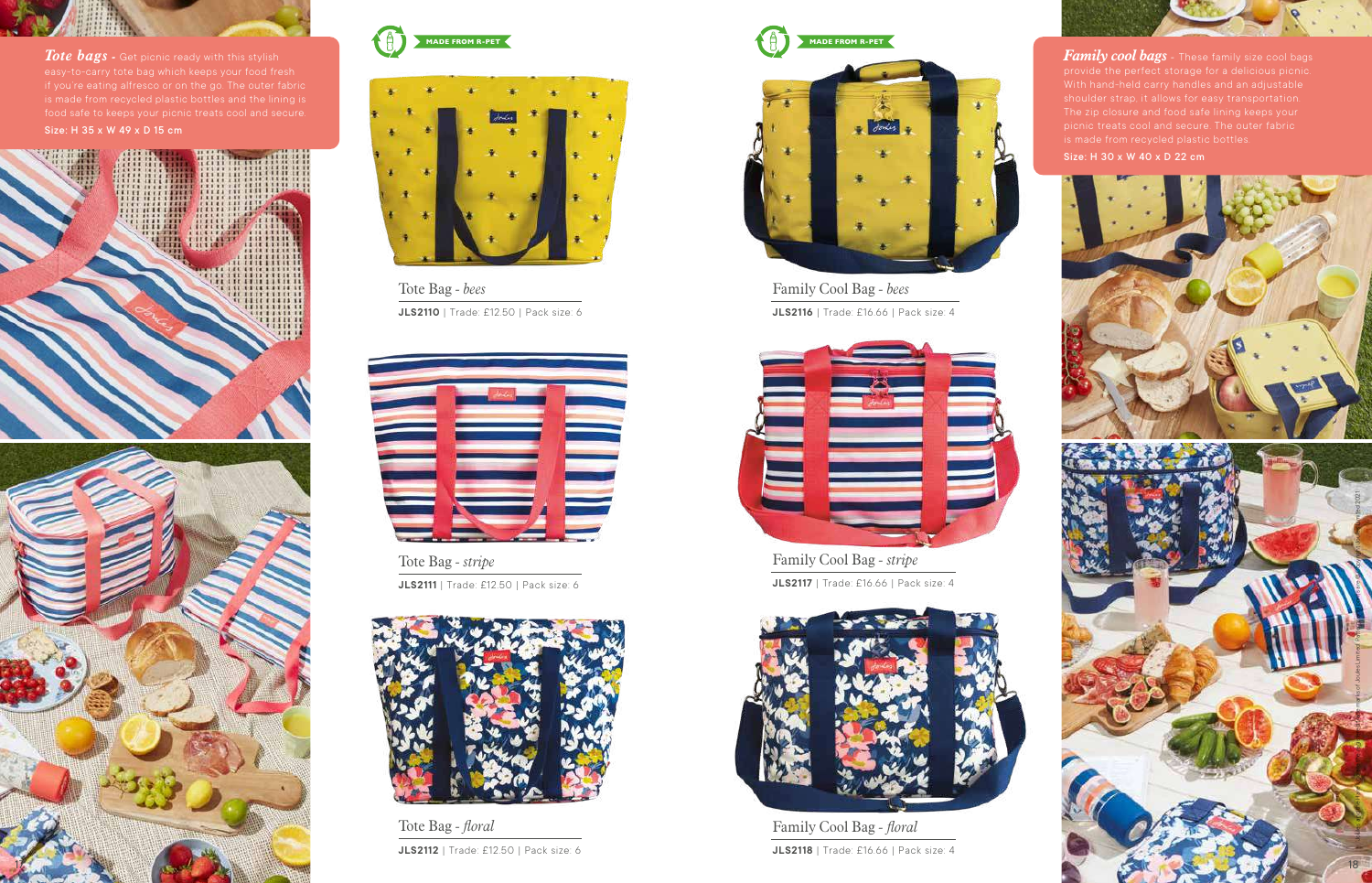***Tote bags*** - Get picnic ready with this stylish easy-to-carry tote bag which keeps your food fresh if you're eating alfresco or on the go. The outer fabric is made from recycled plastic bottles and the lining is food safe to keeps your picnic treats cool and secure.

**Size: H 35 x W 49 x D 15 cm**

MADE FROM R-PET

Tote Bag - *bees*

**JLS2110** | Trade: £12.50 | Pack size: 6

Tote Bag - *stripe*

**JLS2111** | Trade: £12.50 | Pack size: 6

Tote Bag - *floral*

**JLS2112** | Trade: £12.50 | Pack size: 6

MADE FROM R-PET

Family Cool Bag - *bees*

**JLS2116** | Trade: £16.66 | Pack size: 4

Family Cool Bag - *stripe*

**JLS2117** | Trade: £16.66 | Pack size: 4

Family Cool Bag - *floral*

**JLS2118** | Trade: £16.66 | Pack size: 4

***Family cool bags*** - These family size cool bags provide the perfect storage for a delicious picnic. With hand-held carry handles and an adjustable shoulder strap, it allows for easy transportation. The zip closure and food safe lining keeps your picnic treats cool and secure. The outer fabric is made from recycled plastic bottles.

**Size: H 30 x W 40 x D 22 cm**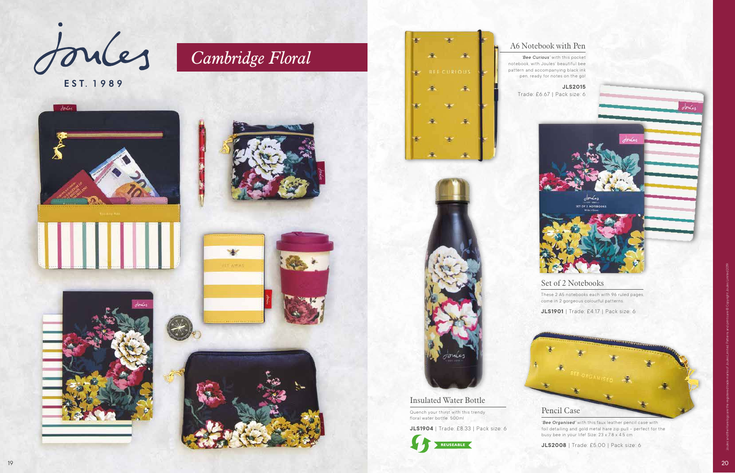Joules

EST. 1989

# Cambridge Floral

## A6 Notebook with Pen

*'Bee Curious'* with this pocket notebook, with Joules' beautiful bee pattern and accompanying black ink pen, ready for notes on the go!

**JLS2015**
Trade: £6.67 | Pack size: 6

## Set of 2 Notebooks

These 2 A5 notebooks each with 96 ruled pages, come in 2 gorgeous colourful patterns.

**JLS1901** | Trade: £4.17 | Pack size: 6

## Insulated Water Bottle

Quench your thirst with this trendy floral water bottle. 500ml

**JLS1904** | Trade: £8.33 | Pack size: 6

REUSEABLE

## Pencil Case

*'Bee Organised'* with this faux leather pencil case with foil detailing and gold metal hare zip pull – perfect for the busy bee in your life! Size: 23 x 7.8 x 4.5 cm

**JLS2008** | Trade: £5.00 | Pack size: 6

Joules and the Hare logo are the registered trademarks of Joules Limited. Patterns and prints are © Copyright Joules Limited 2019